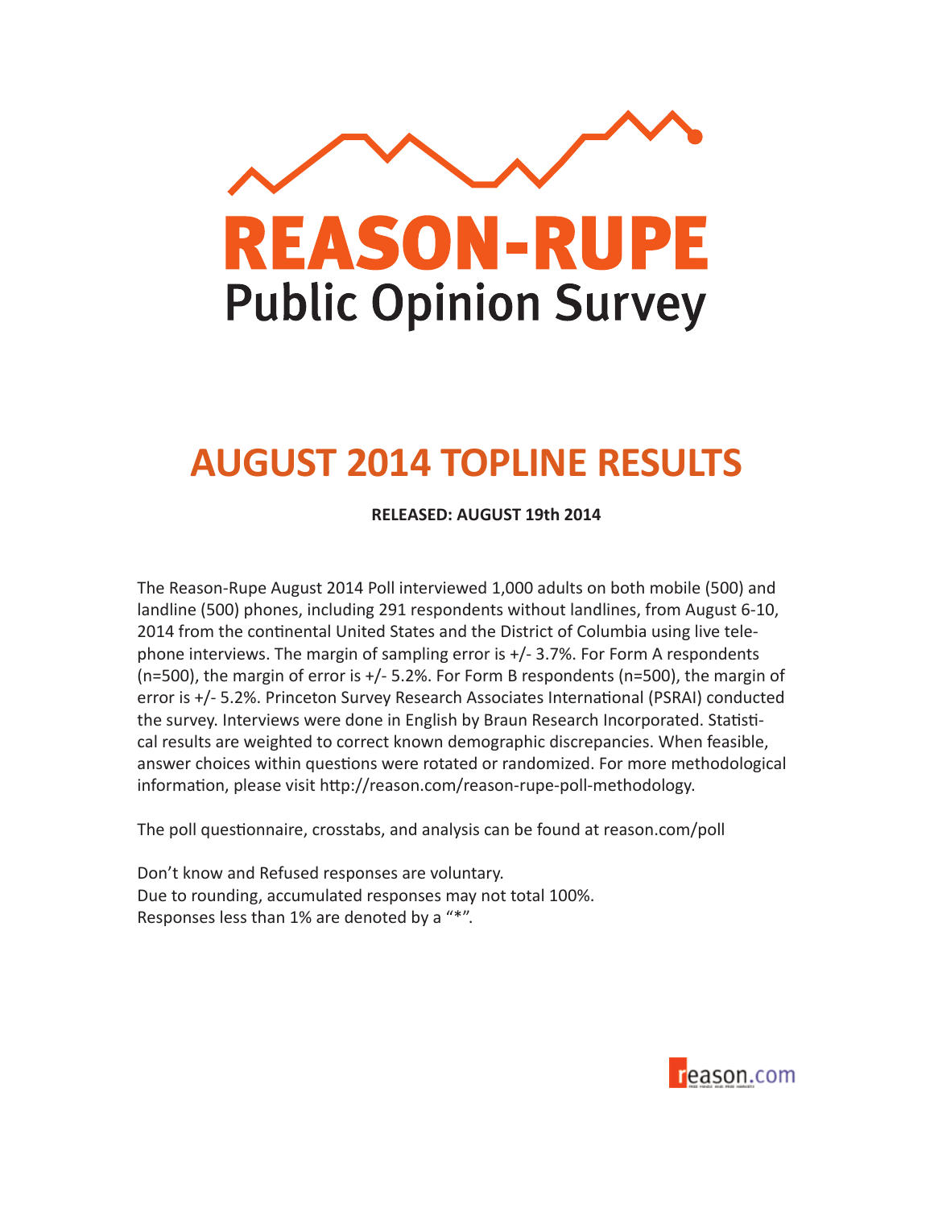# REASON-RUPE

## Public Opinion Survey

# AUGUST 2014 TOPLINE RESULTS

**RELEASED: AUGUST 19th 2014**

The Reason-Rupe August 2014 Poll interviewed 1,000 adults on both mobile (500) and landline (500) phones, including 291 respondents without landlines, from August 6-10, 2014 from the continental United States and the District of Columbia using live telephone interviews. The margin of sampling error is +/- 3.7%. For Form A respondents (n=500), the margin of error is +/- 5.2%. For Form B respondents (n=500), the margin of error is +/- 5.2%. Princeton Survey Research Associates International (PSRAI) conducted the survey. Interviews were done in English by Braun Research Incorporated. Statistical results are weighted to correct known demographic discrepancies. When feasible, answer choices within questions were rotated or randomized. For more methodological information, please visit http://reason.com/reason-rupe-poll-methodology.

The poll questionnaire, crosstabs, and analysis can be found at reason.com/poll

Don't know and Refused responses are voluntary.
Due to rounding, accumulated responses may not total 100%.
Responses less than 1% are denoted by a "*".

reason.com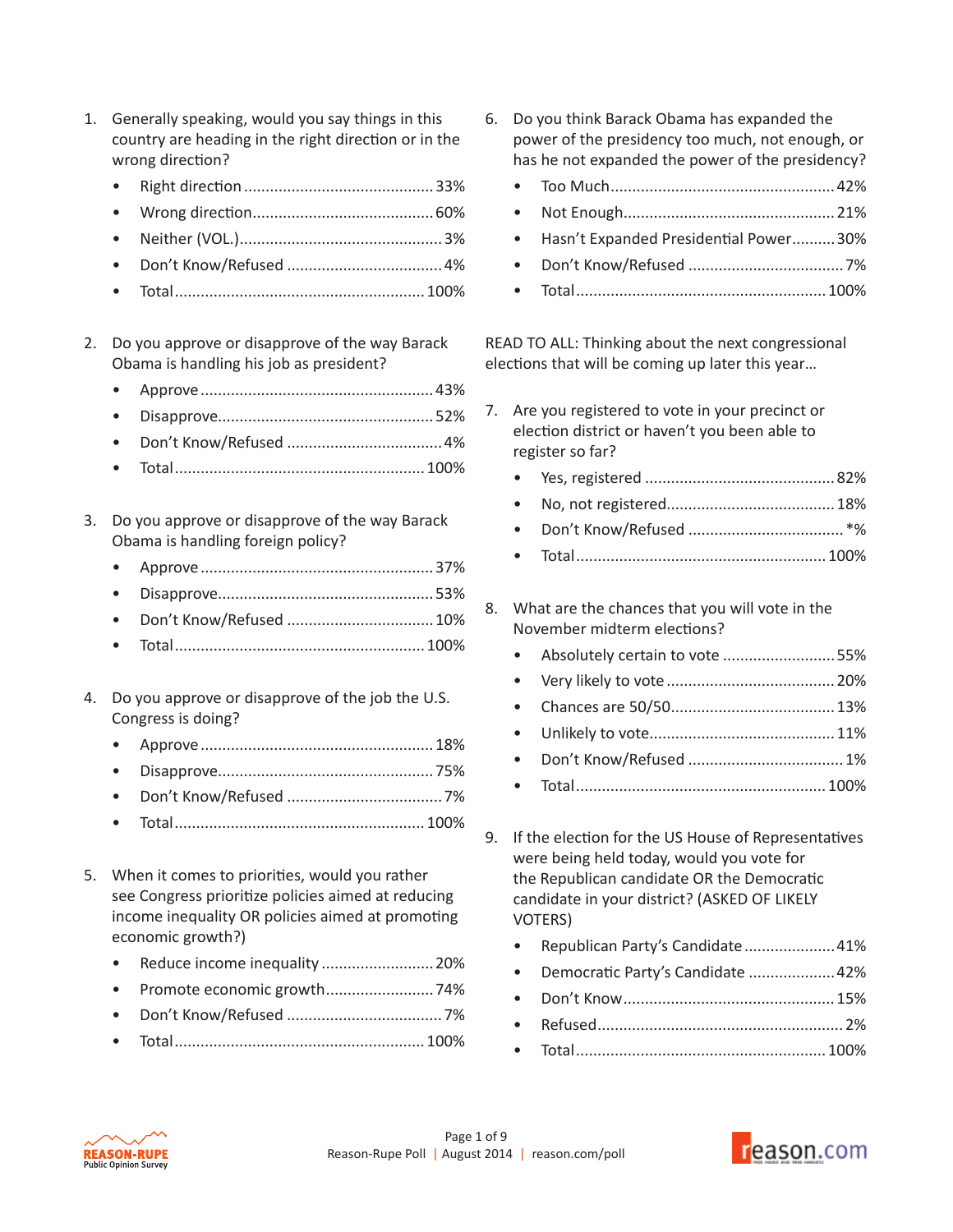1. Generally speaking, would you say things in this country are heading in the right direction or in the wrong direction?
   - Right direction ........................................... 33%
   - Wrong direction.......................................... 60%
   - Neither (VOL.)............................................... 3%
   - Don't Know/Refused ..................................... 4%
   - Total.......................................................... 100%

2. Do you approve or disapprove of the way Barack Obama is handling his job as president?
   - Approve ...................................................... 43%
   - Disapprove.................................................. 52%
   - Don't Know/Refused ..................................... 4%
   - Total.......................................................... 100%

3. Do you approve or disapprove of the way Barack Obama is handling foreign policy?
   - Approve ...................................................... 37%
   - Disapprove.................................................. 53%
   - Don't Know/Refused ................................... 10%
   - Total.......................................................... 100%

4. Do you approve or disapprove of the job the U.S. Congress is doing?
   - Approve ...................................................... 18%
   - Disapprove.................................................. 75%
   - Don't Know/Refused ..................................... 7%
   - Total.......................................................... 100%

5. When it comes to priorities, would you rather see Congress prioritize policies aimed at reducing income inequality OR policies aimed at promoting economic growth?)
   - Reduce income inequality .......................... 20%
   - Promote economic growth......................... 74%
   - Don't Know/Refused ..................................... 7%
   - Total.......................................................... 100%

6. Do you think Barack Obama has expanded the power of the presidency too much, not enough, or has he not expanded the power of the presidency?
   - Too Much.................................................... 42%
   - Not Enough................................................. 21%
   - Hasn't Expanded Presidential Power.......... 30%
   - Don't Know/Refused ..................................... 7%
   - Total.......................................................... 100%

READ TO ALL: Thinking about the next congressional elections that will be coming up later this year…

7. Are you registered to vote in your precinct or election district or haven't you been able to register so far?
   - Yes, registered ............................................ 82%
   - No, not registered....................................... 18%
   - Don't Know/Refused ..................................... *%
   - Total.......................................................... 100%

8. What are the chances that you will vote in the November midterm elections?
   - Absolutely certain to vote .......................... 55%
   - Very likely to vote ....................................... 20%
   - Chances are 50/50...................................... 13%
   - Unlikely to vote........................................... 11%
   - Don't Know/Refused ..................................... 1%
   - Total.......................................................... 100%

9. If the election for the US House of Representatives were being held today, would you vote for the Republican candidate OR the Democratic candidate in your district? (ASKED OF LIKELY VOTERS)
   - Republican Party's Candidate ..................... 41%
   - Democratic Party's Candidate .................... 42%
   - Don't Know................................................. 15%
   - Refused......................................................... 2%
   - Total.......................................................... 100%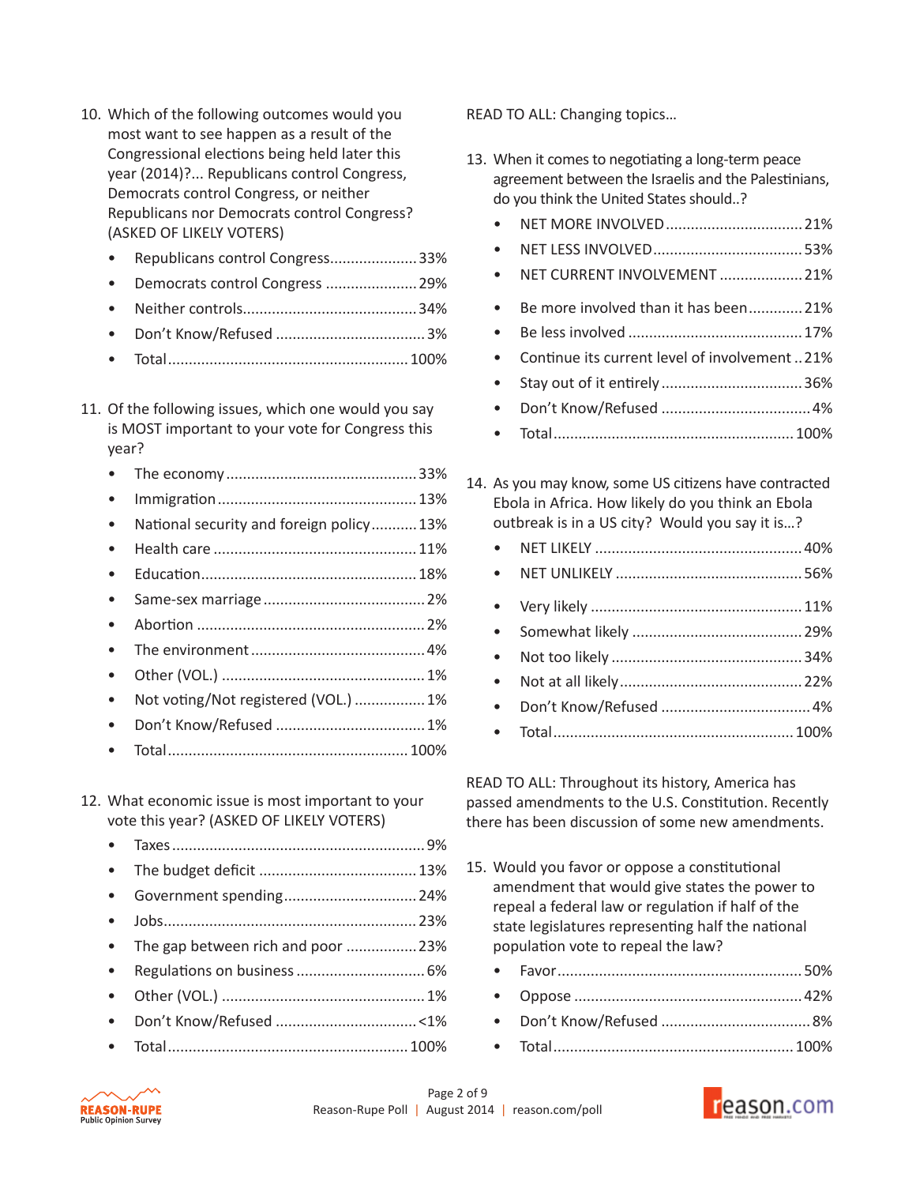10. Which of the following outcomes would you most want to see happen as a result of the Congressional elections being held later this year (2014)?... Republicans control Congress, Democrats control Congress, or neither Republicans nor Democrats control Congress? (ASKED OF LIKELY VOTERS)

- Republicans control Congress.....................33%
- Democrats control Congress ......................29%
- Neither controls..........................................34%
- Don't Know/Refused ....................................3%
- Total.........................................................100%

11. Of the following issues, which one would you say is MOST important to your vote for Congress this year?

- The economy.............................................33%
- Immigration................................................13%
- National security and foreign policy...........13%
- Health care ................................................11%
- Education...................................................18%
- Same-sex marriage .......................................2%
- Abortion .......................................................2%
- The environment ..........................................4%
- Other (VOL.) .................................................1%
- Not voting/Not registered (VOL.) .................1%
- Don't Know/Refused ....................................1%
- Total.........................................................100%

12. What economic issue is most important to your vote this year? (ASKED OF LIKELY VOTERS)

- Taxes............................................................9%
- The budget deficit ......................................13%
- Government spending................................24%
- Jobs............................................................23%
- The gap between rich and poor .................23%
- Regulations on business ...............................6%
- Other (VOL.) .................................................1%
- Don't Know/Refused ..................................<1%
- Total.........................................................100%

READ TO ALL: Changing topics…

13. When it comes to negotiating a long-term peace agreement between the Israelis and the Palestinians, do you think the United States should..?

- NET MORE INVOLVED.................................21%
- NET LESS INVOLVED...................................53%
- NET CURRENT INVOLVEMENT ....................21%

- Be more involved than it has been.............21%
- Be less involved ..........................................17%
- Continue its current level of involvement ..21%
- Stay out of it entirely..................................36%
- Don't Know/Refused ....................................4%
- Total.........................................................100%

14. As you may know, some US citizens have contracted Ebola in Africa. How likely do you think an Ebola outbreak is in a US city? Would you say it is…?

- NET LIKELY .................................................40%
- NET UNLIKELY ............................................56%

- Very likely ..................................................11%
- Somewhat likely .........................................29%
- Not too likely .............................................34%
- Not at all likely...........................................22%
- Don't Know/Refused ....................................4%
- Total.........................................................100%

READ TO ALL: Throughout its history, America has passed amendments to the U.S. Constitution. Recently there has been discussion of some new amendments.

15. Would you favor or oppose a constitutional amendment that would give states the power to repeal a federal law or regulation if half of the state legislatures representing half the national population vote to repeal the law?

- Favor..........................................................50%
- Oppose .......................................................42%
- Don't Know/Refused ....................................8%
- Total.........................................................100%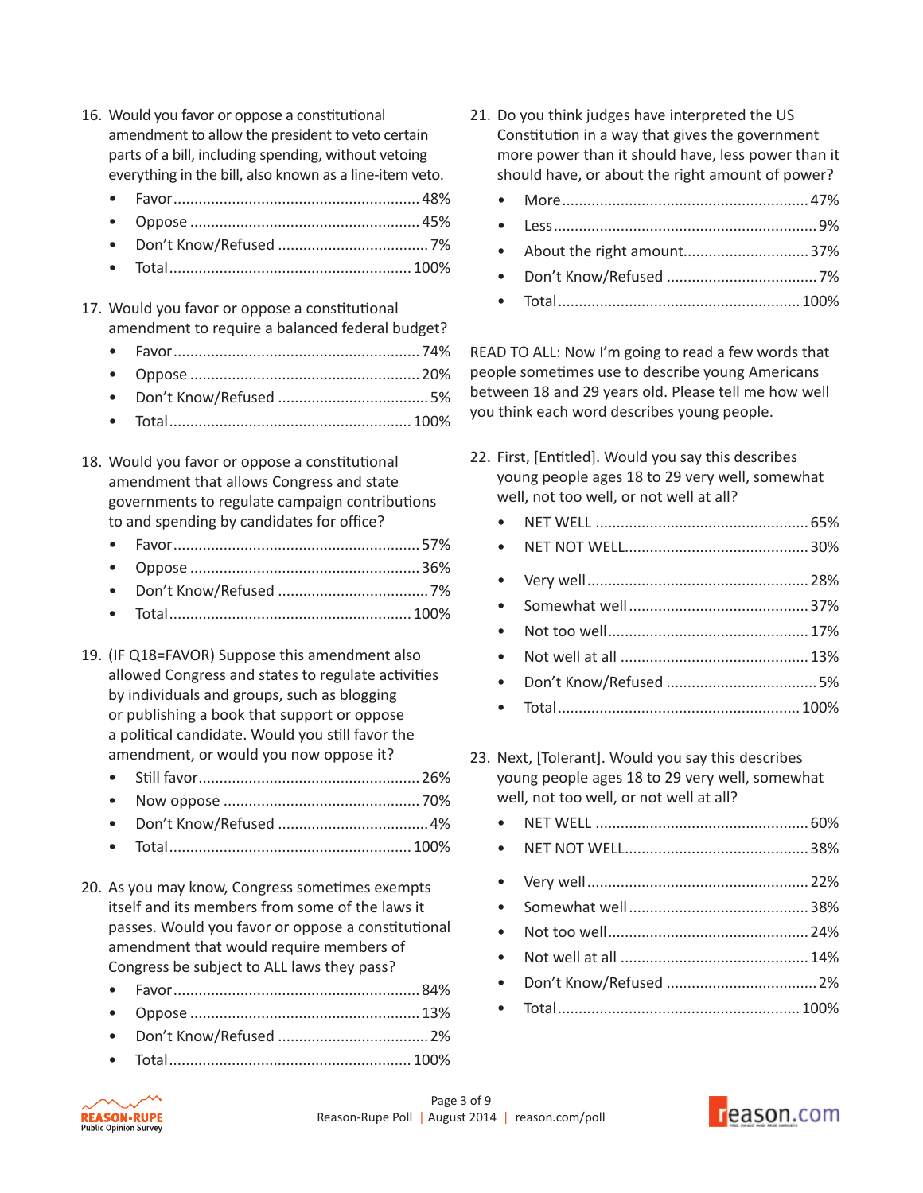16. Would you favor or oppose a constitutional amendment to allow the president to veto certain parts of a bill, including spending, without vetoing everything in the bill, also known as a line-item veto.
    - Favor .......... 48%
    - Oppose .......... 45%
    - Don't Know/Refused .......... 7%
    - Total .......... 100%

17. Would you favor or oppose a constitutional amendment to require a balanced federal budget?
    - Favor .......... 74%
    - Oppose .......... 20%
    - Don't Know/Refused .......... 5%
    - Total .......... 100%

18. Would you favor or oppose a constitutional amendment that allows Congress and state governments to regulate campaign contributions to and spending by candidates for office?
    - Favor .......... 57%
    - Oppose .......... 36%
    - Don't Know/Refused .......... 7%
    - Total .......... 100%

19. (IF Q18=FAVOR) Suppose this amendment also allowed Congress and states to regulate activities by individuals and groups, such as blogging or publishing a book that support or oppose a political candidate. Would you still favor the amendment, or would you now oppose it?
    - Still favor .......... 26%
    - Now oppose .......... 70%
    - Don't Know/Refused .......... 4%
    - Total .......... 100%

20. As you may know, Congress sometimes exempts itself and its members from some of the laws it passes. Would you favor or oppose a constitutional amendment that would require members of Congress be subject to ALL laws they pass?
    - Favor .......... 84%
    - Oppose .......... 13%
    - Don't Know/Refused .......... 2%
    - Total .......... 100%

21. Do you think judges have interpreted the US Constitution in a way that gives the government more power than it should have, less power than it should have, or about the right amount of power?
    - More .......... 47%
    - Less .......... 9%
    - About the right amount .......... 37%
    - Don't Know/Refused .......... 7%
    - Total .......... 100%

READ TO ALL: Now I'm going to read a few words that people sometimes use to describe young Americans between 18 and 29 years old. Please tell me how well you think each word describes young people.

22. First, [Entitled]. Would you say this describes young people ages 18 to 29 very well, somewhat well, not too well, or not well at all?
    - NET WELL .......... 65%
    - NET NOT WELL .......... 30%
    - Very well .......... 28%
    - Somewhat well .......... 37%
    - Not too well .......... 17%
    - Not well at all .......... 13%
    - Don't Know/Refused .......... 5%
    - Total .......... 100%

23. Next, [Tolerant]. Would you say this describes young people ages 18 to 29 very well, somewhat well, not too well, or not well at all?
    - NET WELL .......... 60%
    - NET NOT WELL .......... 38%
    - Very well .......... 22%
    - Somewhat well .......... 38%
    - Not too well .......... 24%
    - Not well at all .......... 14%
    - Don't Know/Refused .......... 2%
    - Total .......... 100%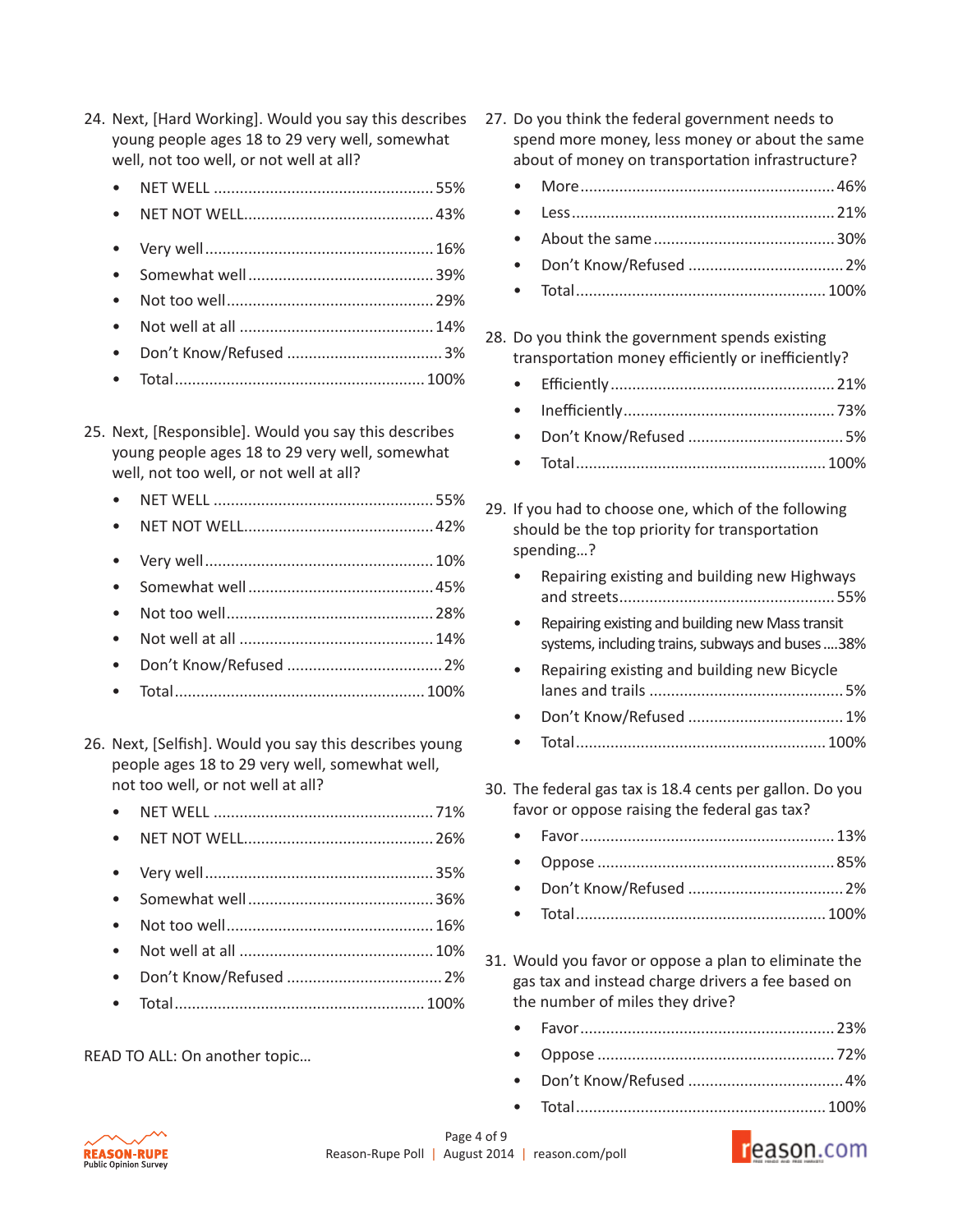24. Next, [Hard Working]. Would you say this describes young people ages 18 to 29 very well, somewhat well, not too well, or not well at all?

- NET WELL .................................................. 55%
- NET NOT WELL.......................................... 43%

- Very well .................................................... 16%
- Somewhat well .......................................... 39%
- Not too well ............................................... 29%
- Not well at all ............................................ 14%
- Don't Know/Refused .................................... 3%
- Total ......................................................... 100%

25. Next, [Responsible]. Would you say this describes young people ages 18 to 29 very well, somewhat well, not too well, or not well at all?

- NET WELL .................................................. 55%
- NET NOT WELL.......................................... 42%

- Very well .................................................... 10%
- Somewhat well .......................................... 45%
- Not too well ............................................... 28%
- Not well at all ............................................ 14%
- Don't Know/Refused .................................... 2%
- Total ......................................................... 100%

26. Next, [Selfish]. Would you say this describes young people ages 18 to 29 very well, somewhat well, not too well, or not well at all?

- NET WELL .................................................. 71%
- NET NOT WELL.......................................... 26%

- Very well .................................................... 35%
- Somewhat well .......................................... 36%
- Not too well ............................................... 16%
- Not well at all ............................................ 10%
- Don't Know/Refused .................................... 2%
- Total ......................................................... 100%

READ TO ALL: On another topic…

27. Do you think the federal government needs to spend more money, less money or about the same about of money on transportation infrastructure?

- More .......................................................... 46%
- Less ........................................................... 21%
- About the same .......................................... 30%
- Don't Know/Refused .................................... 2%
- Total ......................................................... 100%

28. Do you think the government spends existing transportation money efficiently or inefficiently?

- Efficiently ................................................... 21%
- Inefficiently ................................................ 73%
- Don't Know/Refused .................................... 5%
- Total ......................................................... 100%

29. If you had to choose one, which of the following should be the top priority for transportation spending…?

- Repairing existing and building new Highways and streets................................................. 55%
- Repairing existing and building new Mass transit systems, including trains, subways and buses .... 38%
- Repairing existing and building new Bicycle lanes and trails ............................................ 5%
- Don't Know/Refused .................................... 1%
- Total ......................................................... 100%

30. The federal gas tax is 18.4 cents per gallon. Do you favor or oppose raising the federal gas tax?

- Favor .......................................................... 13%
- Oppose ...................................................... 85%
- Don't Know/Refused .................................... 2%
- Total ......................................................... 100%

31. Would you favor or oppose a plan to eliminate the gas tax and instead charge drivers a fee based on the number of miles they drive?

- Favor .......................................................... 23%
- Oppose ...................................................... 72%
- Don't Know/Refused .................................... 4%
- Total ......................................................... 100%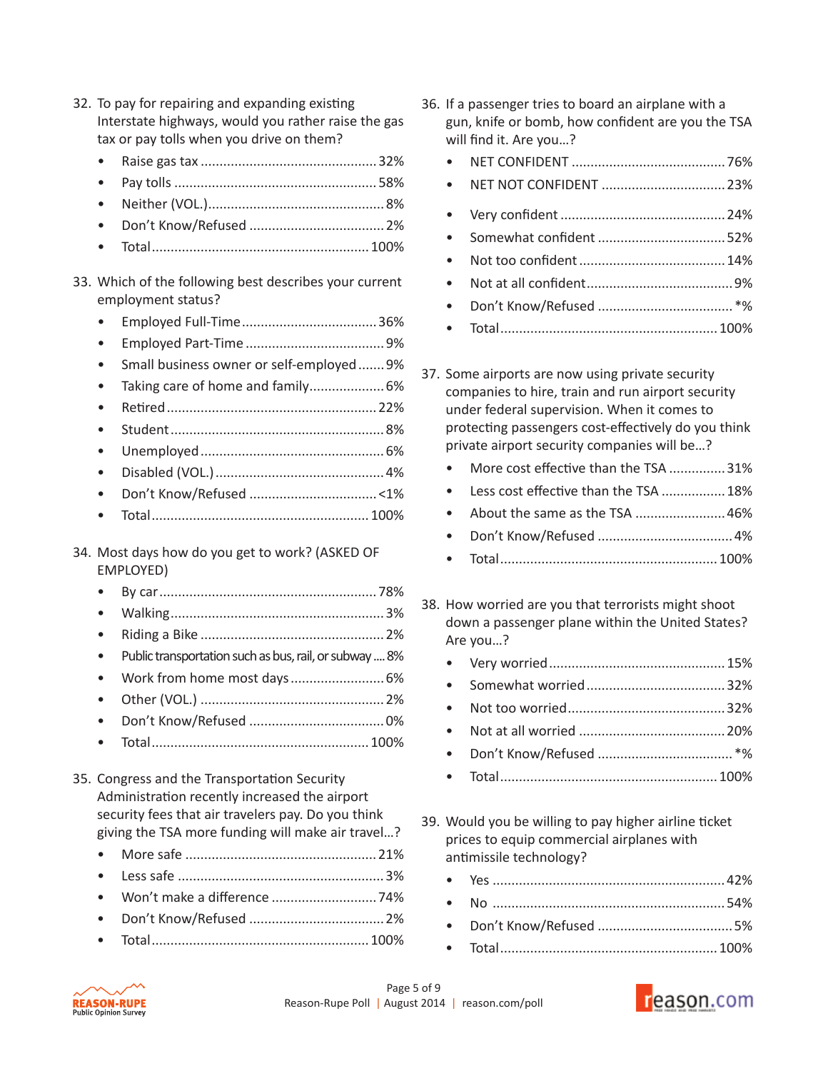32. To pay for repairing and expanding existing Interstate highways, would you rather raise the gas tax or pay tolls when you drive on them?
    - Raise gas tax ............................................... 32%
    - Pay tolls ...................................................... 58%
    - Neither (VOL.)............................................... 8%
    - Don't Know/Refused .................................... 2%
    - Total.......................................................... 100%

33. Which of the following best describes your current employment status?
    - Employed Full-Time.................................... 36%
    - Employed Part-Time ..................................... 9%
    - Small business owner or self-employed ....... 9%
    - Taking care of home and family.................... 6%
    - Retired ........................................................ 22%
    - Student ......................................................... 8%
    - Unemployed ................................................. 6%
    - Disabled (VOL.) ............................................. 4%
    - Don't Know/Refused ................................. <1%
    - Total.......................................................... 100%

34. Most days how do you get to work? (ASKED OF EMPLOYED)
    - By car.......................................................... 78%
    - Walking........................................................ 3%
    - Riding a Bike ................................................ 2%
    - Public transportation such as bus, rail, or subway .... 8%
    - Work from home most days ......................... 6%
    - Other (VOL.) ................................................. 2%
    - Don't Know/Refused .................................... 0%
    - Total.......................................................... 100%

35. Congress and the Transportation Security Administration recently increased the airport security fees that air travelers pay. Do you think giving the TSA more funding will make air travel…?
    - More safe .................................................... 21%
    - Less safe ....................................................... 3%
    - Won't make a difference ............................ 74%
    - Don't Know/Refused .................................... 2%
    - Total.......................................................... 100%

36. If a passenger tries to board an airplane with a gun, knife or bomb, how confident are you the TSA will find it. Are you…?
    - NET CONFIDENT ......................................... 76%
    - NET NOT CONFIDENT ................................. 23%
    - Very confident ............................................ 24%
    - Somewhat confident .................................. 52%
    - Not too confident ....................................... 14%
    - Not at all confident....................................... 9%
    - Don't Know/Refused .................................... *%
    - Total.......................................................... 100%

37. Some airports are now using private security companies to hire, train and run airport security under federal supervision. When it comes to protecting passengers cost-effectively do you think private airport security companies will be…?
    - More cost effective than the TSA ............... 31%
    - Less cost effective than the TSA ................. 18%
    - About the same as the TSA ........................ 46%
    - Don't Know/Refused .................................... 4%
    - Total.......................................................... 100%

38. How worried are you that terrorists might shoot down a passenger plane within the United States? Are you…?
    - Very worried ............................................... 15%
    - Somewhat worried ..................................... 32%
    - Not too worried.......................................... 32%
    - Not at all worried ....................................... 20%
    - Don't Know/Refused .................................... *%
    - Total.......................................................... 100%

39. Would you be willing to pay higher airline ticket prices to equip commercial airplanes with antimissile technology?
    - Yes .............................................................. 42%
    - No .............................................................. 54%
    - Don't Know/Refused .................................... 5%
    - Total.......................................................... 100%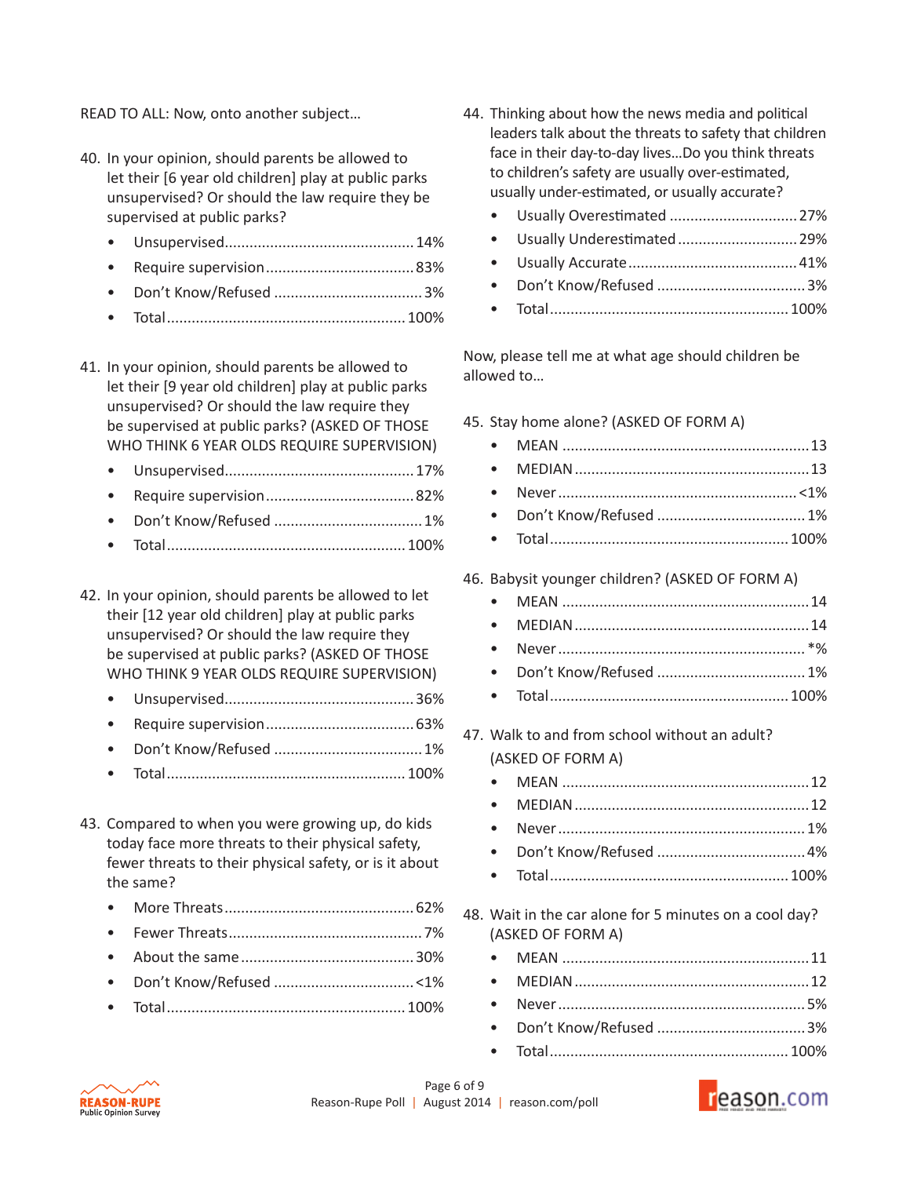READ TO ALL: Now, onto another subject…

40. In your opinion, should parents be allowed to let their [6 year old children] play at public parks unsupervised? Or should the law require they be supervised at public parks?
    - Unsupervised .......... 14%
    - Require supervision .......... 83%
    - Don't Know/Refused .......... 3%
    - Total .......... 100%

41. In your opinion, should parents be allowed to let their [9 year old children] play at public parks unsupervised? Or should the law require they be supervised at public parks? (ASKED OF THOSE WHO THINK 6 YEAR OLDS REQUIRE SUPERVISION)
    - Unsupervised .......... 17%
    - Require supervision .......... 82%
    - Don't Know/Refused .......... 1%
    - Total .......... 100%

42. In your opinion, should parents be allowed to let their [12 year old children] play at public parks unsupervised? Or should the law require they be supervised at public parks? (ASKED OF THOSE WHO THINK 9 YEAR OLDS REQUIRE SUPERVISION)
    - Unsupervised .......... 36%
    - Require supervision .......... 63%
    - Don't Know/Refused .......... 1%
    - Total .......... 100%

43. Compared to when you were growing up, do kids today face more threats to their physical safety, fewer threats to their physical safety, or is it about the same?
    - More Threats .......... 62%
    - Fewer Threats .......... 7%
    - About the same .......... 30%
    - Don't Know/Refused .......... <1%
    - Total .......... 100%

44. Thinking about how the news media and political leaders talk about the threats to safety that children face in their day-to-day lives…Do you think threats to children's safety are usually over-estimated, usually under-estimated, or usually accurate?
    - Usually Overestimated .......... 27%
    - Usually Underestimated .......... 29%
    - Usually Accurate .......... 41%
    - Don't Know/Refused .......... 3%
    - Total .......... 100%

Now, please tell me at what age should children be allowed to…

45. Stay home alone? (ASKED OF FORM A)
    - MEAN .......... 13
    - MEDIAN .......... 13
    - Never .......... <1%
    - Don't Know/Refused .......... 1%
    - Total .......... 100%

46. Babysit younger children? (ASKED OF FORM A)
    - MEAN .......... 14
    - MEDIAN .......... 14
    - Never .......... *%
    - Don't Know/Refused .......... 1%
    - Total .......... 100%

47. Walk to and from school without an adult? (ASKED OF FORM A)
    - MEAN .......... 12
    - MEDIAN .......... 12
    - Never .......... 1%
    - Don't Know/Refused .......... 4%
    - Total .......... 100%

48. Wait in the car alone for 5 minutes on a cool day? (ASKED OF FORM A)
    - MEAN .......... 11
    - MEDIAN .......... 12
    - Never .......... 5%
    - Don't Know/Refused .......... 3%
    - Total .......... 100%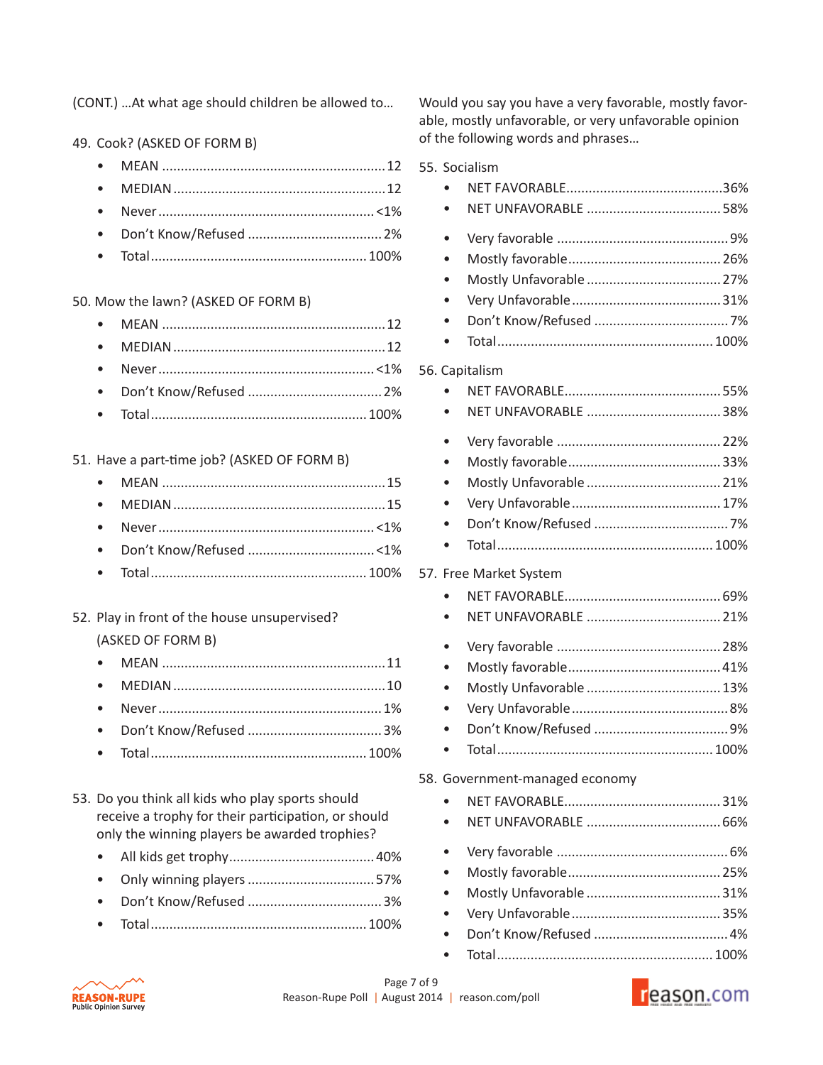(CONT.) …At what age should children be allowed to…

49. Cook? (ASKED OF FORM B)

- MEAN ............ 12
- MEDIAN ............ 12
- Never ............ <1%
- Don't Know/Refused ............ 2%
- Total ............ 100%

50. Mow the lawn? (ASKED OF FORM B)

- MEAN ............ 12
- MEDIAN ............ 12
- Never ............ <1%
- Don't Know/Refused ............ 2%
- Total ............ 100%

51. Have a part-time job? (ASKED OF FORM B)

- MEAN ............ 15
- MEDIAN ............ 15
- Never ............ <1%
- Don't Know/Refused ............ <1%
- Total ............ 100%

52. Play in front of the house unsupervised? (ASKED OF FORM B)

- MEAN ............ 11
- MEDIAN ............ 10
- Never ............ 1%
- Don't Know/Refused ............ 3%
- Total ............ 100%

53. Do you think all kids who play sports should receive a trophy for their participation, or should only the winning players be awarded trophies?

- All kids get trophy ............ 40%
- Only winning players ............ 57%
- Don't Know/Refused ............ 3%
- Total ............ 100%

Would you say you have a very favorable, mostly favorable, mostly unfavorable, or very unfavorable opinion of the following words and phrases…

55. Socialism

- NET FAVORABLE ............ 36%
- NET UNFAVORABLE ............ 58%

- Very favorable ............ 9%
- Mostly favorable ............ 26%
- Mostly Unfavorable ............ 27%
- Very Unfavorable ............ 31%
- Don't Know/Refused ............ 7%
- Total ............ 100%

56. Capitalism

- NET FAVORABLE ............ 55%
- NET UNFAVORABLE ............ 38%

- Very favorable ............ 22%
- Mostly favorable ............ 33%
- Mostly Unfavorable ............ 21%
- Very Unfavorable ............ 17%
- Don't Know/Refused ............ 7%
- Total ............ 100%

57. Free Market System

- NET FAVORABLE ............ 69%
- NET UNFAVORABLE ............ 21%

- Very favorable ............ 28%
- Mostly favorable ............ 41%
- Mostly Unfavorable ............ 13%
- Very Unfavorable ............ 8%
- Don't Know/Refused ............ 9%
- Total ............ 100%

58. Government-managed economy

- NET FAVORABLE ............ 31%
- NET UNFAVORABLE ............ 66%

- Very favorable ............ 6%
- Mostly favorable ............ 25%
- Mostly Unfavorable ............ 31%
- Very Unfavorable ............ 35%
- Don't Know/Refused ............ 4%
- Total ............ 100%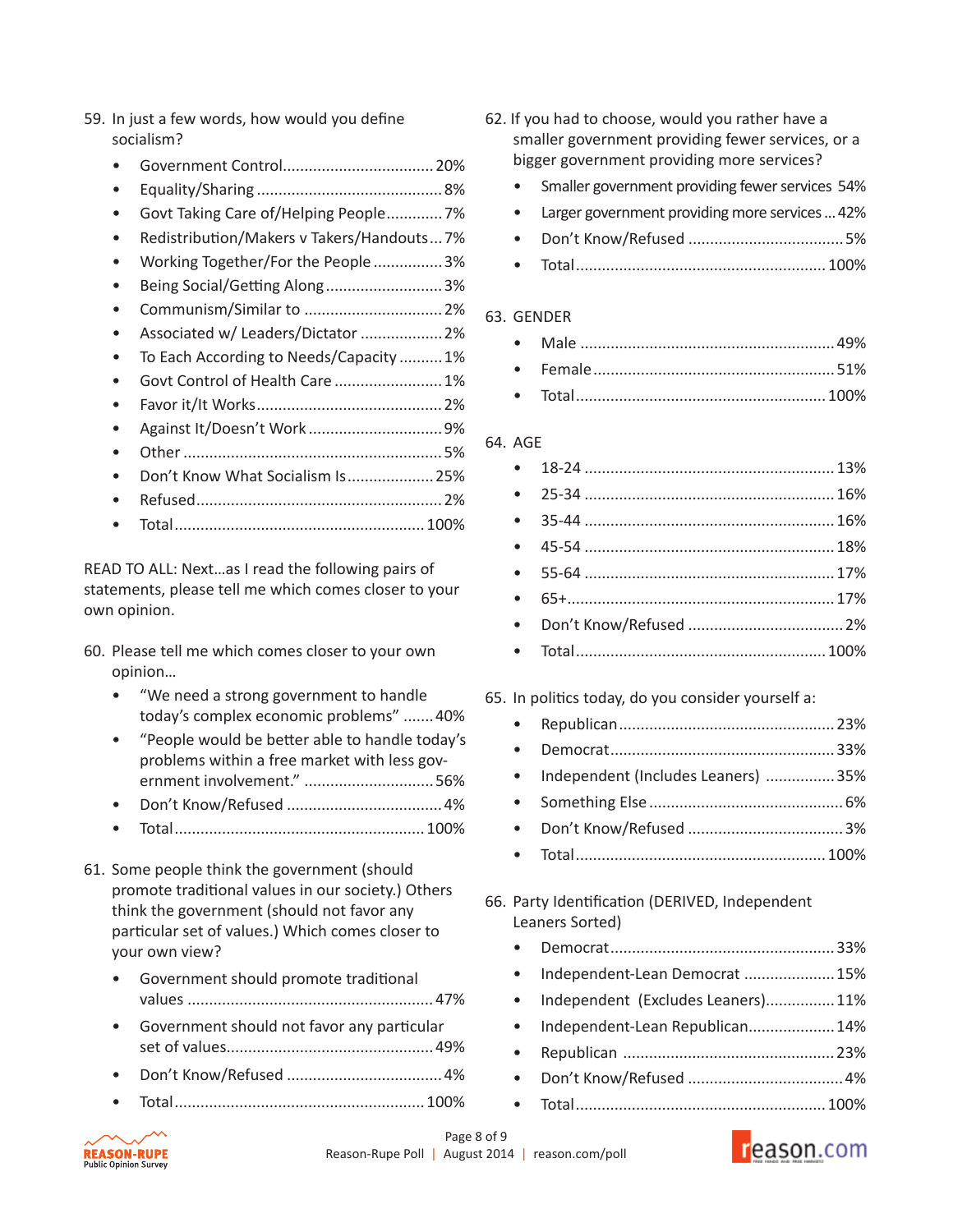59. In just a few words, how would you define socialism?

- Government Control.................................. 20%
- Equality/Sharing .......................................... 8%
- Govt Taking Care of/Helping People............ 7%
- Redistribution/Makers v Takers/Handouts... 7%
- Working Together/For the People ................ 3%
- Being Social/Getting Along........................... 3%
- Communism/Similar to ............................... 2%
- Associated w/ Leaders/Dictator .................. 2%
- To Each According to Needs/Capacity .......... 1%
- Govt Control of Health Care ........................ 1%
- Favor it/It Works........................................... 2%
- Against It/Doesn't Work .............................. 9%
- Other ............................................................ 5%
- Don't Know What Socialism Is.................... 25%
- Refused......................................................... 2%
- Total......................................................... 100%

READ TO ALL: Next…as I read the following pairs of statements, please tell me which comes closer to your own opinion.

60. Please tell me which comes closer to your own opinion…

- "We need a strong government to handle today's complex economic problems" ....... 40%
- "People would be better able to handle today's problems within a free market with less government involvement." .............................. 56%
- Don't Know/Refused .................................... 4%
- Total......................................................... 100%

61. Some people think the government (should promote traditional values in our society.) Others think the government (should not favor any particular set of values.) Which comes closer to your own view?

- Government should promote traditional values ........................................................ 47%
- Government should not favor any particular set of values............................................... 49%
- Don't Know/Refused .................................... 4%
- Total......................................................... 100%

62. If you had to choose, would you rather have a smaller government providing fewer services, or a bigger government providing more services?

- Smaller government providing fewer services 54%
- Larger government providing more services ... 42%
- Don't Know/Refused .................................... 5%
- Total......................................................... 100%

63. GENDER

- Male .......................................................... 49%
- Female........................................................ 51%
- Total......................................................... 100%

64. AGE

- 18-24 ......................................................... 13%
- 25-34 ......................................................... 16%
- 35-44 ......................................................... 16%
- 45-54 ......................................................... 18%
- 55-64 ......................................................... 17%
- 65+............................................................. 17%
- Don't Know/Refused .................................... 2%
- Total......................................................... 100%

65. In politics today, do you consider yourself a:

- Republican................................................. 23%
- Democrat................................................... 33%
- Independent (Includes Leaners) ................ 35%
- Something Else ............................................ 6%
- Don't Know/Refused .................................... 3%
- Total......................................................... 100%

66. Party Identification (DERIVED, Independent Leaners Sorted)

- Democrat................................................... 33%
- Independent-Lean Democrat ..................... 15%
- Independent (Excludes Leaners)................ 11%
- Independent-Lean Republican.................... 14%
- Republican ................................................ 23%
- Don't Know/Refused .................................... 4%
- Total......................................................... 100%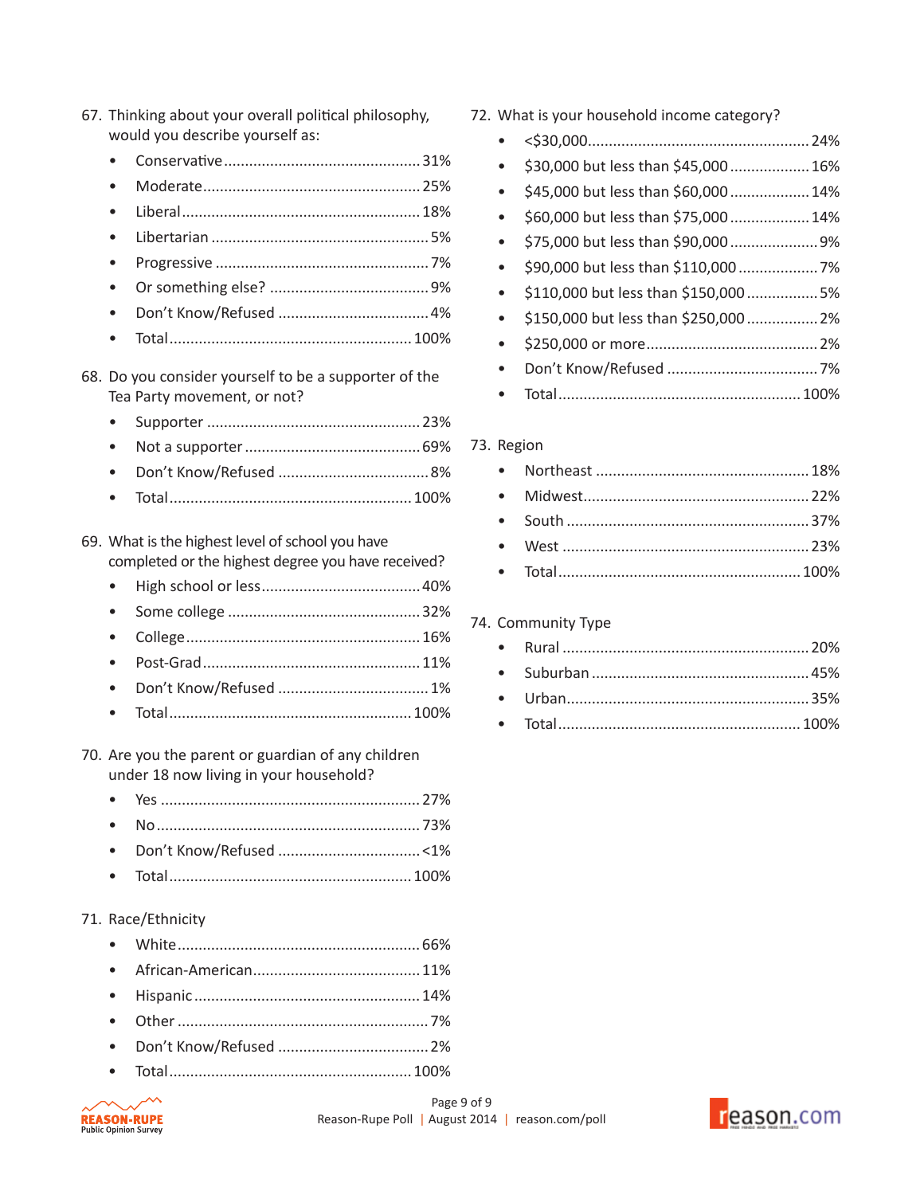67. Thinking about your overall political philosophy, would you describe yourself as:

- Conservative .............................................. 31%
- Moderate .................................................. 25%
- Liberal ...................................................... 18%
- Libertarian .................................................. 5%
- Progressive ................................................. 7%
- Or something else? ..................................... 9%
- Don't Know/Refused ................................... 4%
- Total ......................................................... 100%

68. Do you consider yourself to be a supporter of the Tea Party movement, or not?

- Supporter .................................................. 23%
- Not a supporter ......................................... 69%
- Don't Know/Refused ................................... 8%
- Total ......................................................... 100%

69. What is the highest level of school you have completed or the highest degree you have received?

- High school or less..................................... 40%
- Some college ............................................. 32%
- College ...................................................... 16%
- Post-Grad .................................................. 11%
- Don't Know/Refused ................................... 1%
- Total ......................................................... 100%

70. Are you the parent or guardian of any children under 18 now living in your household?

- Yes ............................................................ 27%
- No ............................................................. 73%
- Don't Know/Refused ................................. <1%
- Total ......................................................... 100%

71. Race/Ethnicity

- White ......................................................... 66%
- African-American ....................................... 11%
- Hispanic ..................................................... 14%
- Other .......................................................... 7%
- Don't Know/Refused ................................... 2%
- Total ......................................................... 100%

72. What is your household income category?

- <$30,000 .................................................... 24%
- $30,000 but less than $45,000 .................. 16%
- $45,000 but less than $60,000 .................. 14%
- $60,000 but less than $75,000 .................. 14%
- $75,000 but less than $90,000 .................... 9%
- $90,000 but less than $110,000 .................. 7%
- $110,000 but less than $150,000 ................ 5%
- $150,000 but less than $250,000 ................ 2%
- $250,000 or more ........................................ 2%
- Don't Know/Refused ................................... 7%
- Total ......................................................... 100%

73. Region

- Northeast .................................................. 18%
- Midwest ..................................................... 22%
- South ......................................................... 37%
- West .......................................................... 23%
- Total ......................................................... 100%

74. Community Type

- Rural .......................................................... 20%
- Suburban ................................................... 45%
- Urban......................................................... 35%
- Total ......................................................... 100%